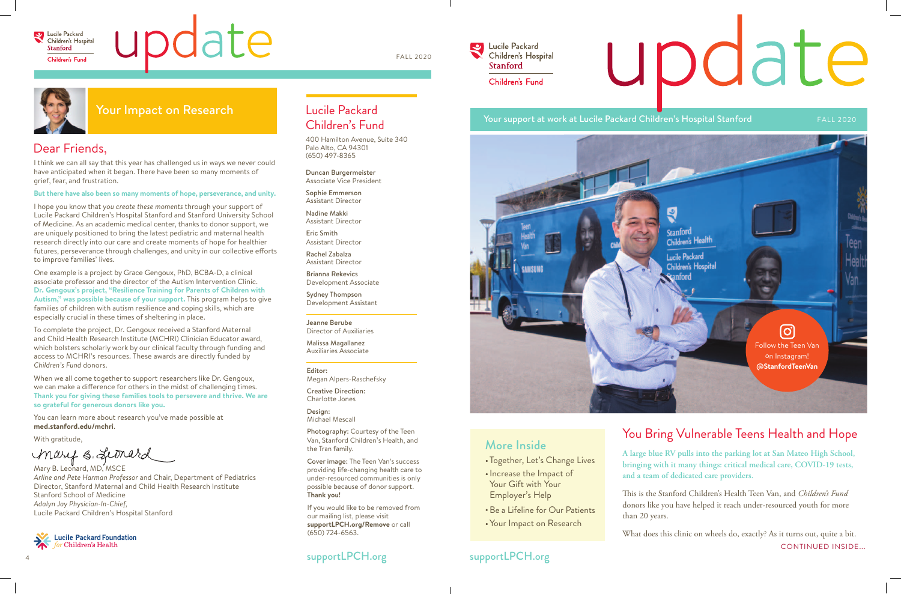# update

Lucile Packard Children's Hospital Stanford
Children's Fund

FALL 2020

## Your Impact on Research

## Dear Friends,

I think we can all say that this year has challenged us in ways we never could have anticipated when it began. There have been so many moments of grief, fear, and frustration.

**But there have also been so many moments of hope, perseverance, and unity.**

I hope you know that *you create these moments* through your support of Lucile Packard Children's Hospital Stanford and Stanford University School of Medicine. As an academic medical center, thanks to donor support, we are uniquely positioned to bring the latest pediatric and maternal health research directly into our care and create moments of hope for healthier futures, perseverance through challenges, and unity in our collective efforts to improve families' lives.

One example is a project by Grace Gengoux, PhD, BCBA-D, a clinical associate professor and the director of the Autism Intervention Clinic. **Dr. Gengoux's project, "Resilience Training for Parents of Children with Autism," was possible because of your support.** This program helps to give families of children with autism resilience and coping skills, which are especially crucial in these times of sheltering in place.

To complete the project, Dr. Gengoux received a Stanford Maternal and Child Health Research Institute (MCHRI) Clinician Educator award, which bolsters scholarly work by our clinical faculty through funding and access to MCHRI's resources. These awards are directly funded by *Children's Fund* donors.

When we all come together to support researchers like Dr. Gengoux, we can make a difference for others in the midst of challenging times. **Thank you for giving these families tools to persevere and thrive. We are so grateful for generous donors like you.**

You can learn more about research you've made possible at **med.stanford.edu/mchri**.

With gratitude,

Mary B. Leonard, MD, MSCE
*Arline and Pete Harman Professor* and Chair, Department of Pediatrics
Director, Stanford Maternal and Child Health Research Institute
Stanford School of Medicine
*Adalyn Jay Physician-In-Chief,*
Lucile Packard Children's Hospital Stanford

Lucile Packard Foundation *for* Children's Health

## Lucile Packard Children's Fund

400 Hamilton Avenue, Suite 340
Palo Alto, CA 94301
(650) 497-8365

Duncan Burgermeister
Associate Vice President

Sophie Emmerson
Assistant Director

Nadine Makki
Assistant Director

Eric Smith
Assistant Director

Rachel Zabalza
Assistant Director

Brianna Rekevics
Development Associate

Sydney Thompson
Development Assistant

Jeanne Berube
Director of Auxiliaries

Malissa Magallanez
Auxiliaries Associate

**Editor:**
Megan Alpers-Raschefsky

**Creative Direction:**
Charlotte Jones

**Design:**
Michael Mescall

**Photography:** Courtesy of the Teen Van, Stanford Children's Health, and the Tran family.

**Cover image:** The Teen Van's success providing life-changing health care to under-resourced communities is only possible because of donor support. **Thank you!**

If you would like to be removed from our mailing list, please visit **supportLPCH.org/Remove** or call (650) 724-6563.

supportLPCH.org

# update

Lucile Packard Children's Hospital Stanford
Children's Fund

Your support at work at Lucile Packard Children's Hospital Stanford

FALL 2020

Follow the Teen Van on Instagram! **@StanfordTeenVan**

## More Inside

- Together, Let's Change Lives
- Increase the Impact of Your Gift with Your Employer's Help
- Be a Lifeline for Our Patients
- Your Impact on Research

## You Bring Vulnerable Teens Health and Hope

A large blue RV pulls into the parking lot at San Mateo High School, bringing with it many things: critical medical care, COVID-19 tests, and a team of dedicated care providers.

This is the Stanford Children's Health Teen Van, and *Children's Fund* donors like you have helped it reach under-resourced youth for more than 20 years.

What does this clinic on wheels do, exactly? As it turns out, quite a bit.

CONTINUED INSIDE...

supportLPCH.org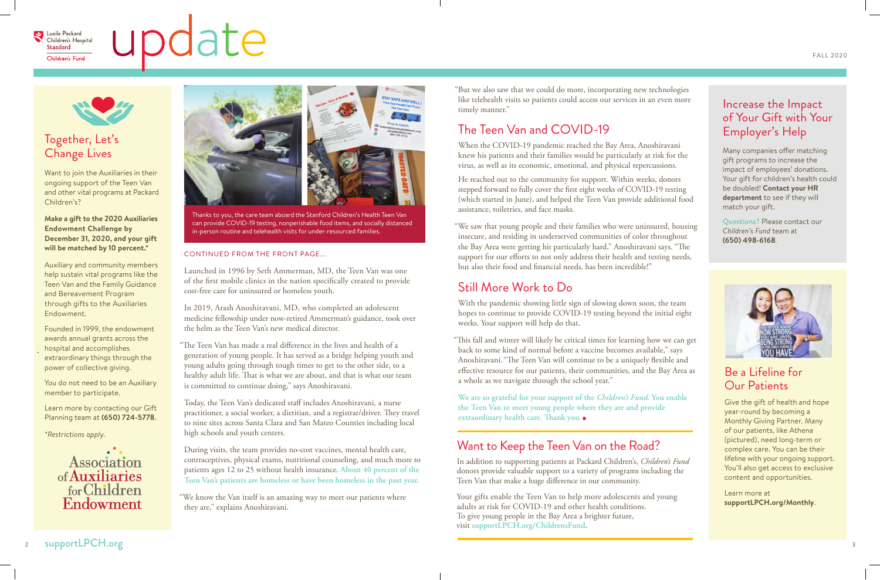# update

FALL 2020

## Together, Let's Change Lives

Want to join the Auxiliaries in their ongoing support of the Teen Van and other vital programs at Packard Children's?

**Make a gift to the 2020 Auxiliaries Endowment Challenge by December 31, 2020, and your gift will be matched by 10 percent.***

Auxiliary and community members help sustain vital programs like the Teen Van and the Family Guidance and Bereavement Program through gifts to the Auxiliaries Endowment.

Founded in 1999, the endowment awards annual grants across the hospital and accomplishes extraordinary things through the power of collective giving.

You do not need to be an Auxiliary member to participate.

Learn more by contacting our Gift Planning team at **(650) 724-5778**.

*\*Restrictions apply.*

Association of Auxiliaries for Children Endowment

Thanks to you, the care team aboard the Stanford Children's Health Teen Van can provide COVID-19 testing, nonperishable food items, and socially distanced in-person routine and telehealth visits for under-resourced families.

CONTINUED FROM THE FRONT PAGE...

Launched in 1996 by Seth Ammerman, MD, the Teen Van was one of the first mobile clinics in the nation specifically created to provide cost-free care for uninsured or homeless youth.

In 2019, Arash Anoshiravani, MD, who completed an adolescent medicine fellowship under now-retired Ammerman's guidance, took over the helm as the Teen Van's new medical director.

"The Teen Van has made a real difference in the lives and health of a generation of young people. It has served as a bridge helping youth and young adults going through tough times to get to the other side, to a healthy adult life. That is what we are about, and that is what our team is committed to continue doing," says Anoshiravani.

Today, the Teen Van's dedicated staff includes Anoshiravani, a nurse practitioner, a social worker, a dietitian, and a registrar/driver. They travel to nine sites across Santa Clara and San Mateo Counties including local high schools and youth centers.

During visits, the team provides no-cost vaccines, mental health care, contraceptives, physical exams, nutritional counseling, and much more to patients ages 12 to 25 without health insurance. About 40 percent of the Teen Van's patients are homeless or have been homeless in the past year.

"We know the Van itself is an amazing way to meet our patients where they are," explains Anoshiravani.

"But we also saw that we could do more, incorporating new technologies like telehealth visits so patients could access our services in an even more timely manner."

## The Teen Van and COVID-19

When the COVID-19 pandemic reached the Bay Area, Anoshiravani knew his patients and their families would be particularly at risk for the virus, as well as its economic, emotional, and physical repercussions.

He reached out to the community for support. Within weeks, donors stepped forward to fully cover the first eight weeks of COVID-19 testing (which started in June), and helped the Teen Van provide additional food assistance, toiletries, and face masks.

"We saw that young people and their families who were uninsured, housing insecure, and residing in underserved communities of color throughout the Bay Area were getting hit particularly hard," Anoshiravani says. "The support for our efforts to not only address their health and testing needs, but also their food and financial needs, has been incredible!"

## Still More Work to Do

With the pandemic showing little sign of slowing down soon, the team hopes to continue to provide COVID-19 testing beyond the initial eight weeks. Your support will help do that.

"This fall and winter will likely be critical times for learning how we can get back to some kind of normal before a vaccine becomes available," says Anoshiravani. "The Teen Van will continue to be a uniquely flexible and effective resource for our patients, their communities, and the Bay Area as a whole as we navigate through the school year."

We are so grateful for your support of the *Children's Fund*. You enable the Teen Van to meet young people where they are and provide extraordinary health care. Thank you.

## Want to Keep the Teen Van on the Road?

In addition to supporting patients at Packard Children's, *Children's Fund* donors provide valuable support to a variety of programs including the Teen Van that make a huge difference in our community.

Your gifts enable the Teen Van to help more adolescents and young adults at risk for COVID-19 and other health conditions. To give young people in the Bay Area a brighter future, visit supportLPCH.org/ChildrensFund.

## Increase the Impact of Your Gift with Your Employer's Help

Many companies offer matching gift programs to increase the impact of employees' donations. Your gift for children's health could be doubled! **Contact your HR department** to see if they will match your gift.

Questions? Please contact our *Children's Fund* team at **(650) 498-6168**.

## Be a Lifeline for Our Patients

Give the gift of health and hope year-round by becoming a Monthly Giving Partner. Many of our patients, like Athena (pictured), need long-term or complex care. You can be their lifeline with your ongoing support. You'll also get access to exclusive content and opportunities.

Learn more at **supportLPCH.org/Monthly**.